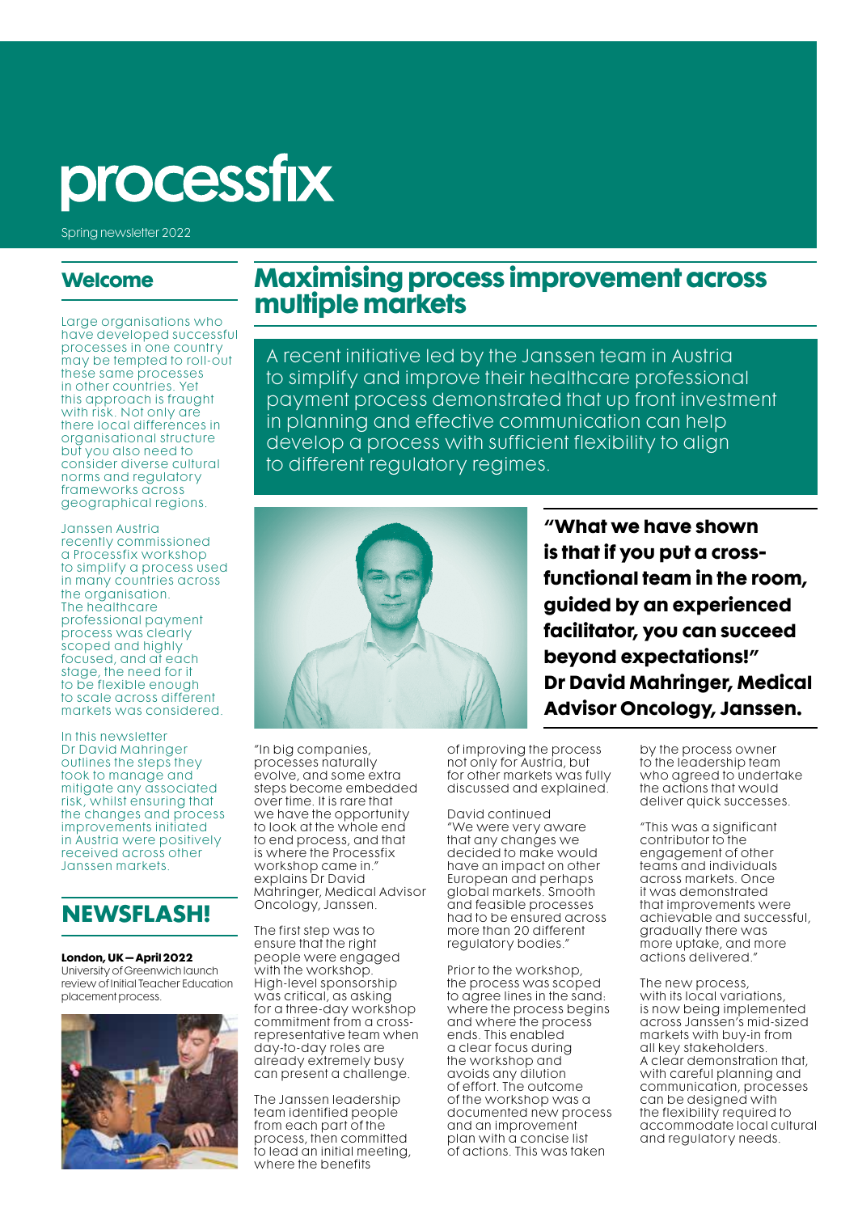# processfix

Spring newsletter 2022

## Welcome

Large organisations who have developed successful processes in one country may be tempted to roll-out these same processes in other countries. Yet this approach is fraught with risk. Not only are there local differences in organisational structure but you also need to consider diverse cultural norms and regulatory frameworks across geographical regions.

Janssen Austria recently commissioned a Processfix workshop to simplify a process used in many countries across the organisation. The healthcare professional payment process was clearly scoped and highly focused, and at each stage, the need for it to be flexible enough to scale across different markets was considered.

In this newsletter Dr David Mahringer outlines the steps they took to manage and mitigate any associated risk, whilst ensuring that the changes and process improvements initiated in Austria were positively received across other Janssen markets.

## NEWSFLASH!

**London, UK – April 2022**
University of Greenwich launch review of Initial Teacher Education placement process.

## Maximising process improvement across multiple markets

A recent initiative led by the Janssen team in Austria to simplify and improve their healthcare professional payment process demonstrated that up front investment in planning and effective communication can help develop a process with sufficient flexibility to align to different regulatory regimes.

**"What we have shown is that if you put a cross-functional team in the room, guided by an experienced facilitator, you can succeed beyond expectations!" Dr David Mahringer, Medical Advisor Oncology, Janssen.**

"In big companies, processes naturally evolve, and some extra steps become embedded over time. It is rare that we have the opportunity to look at the whole end to end process, and that is where the Processfix workshop came in." explains Dr David Mahringer, Medical Advisor Oncology, Janssen.

The first step was to ensure that the right people were engaged with the workshop. High-level sponsorship was critical, as asking for a three-day workshop commitment from a cross-representative team when day-to-day roles are already extremely busy can present a challenge.

The Janssen leadership team identified people from each part of the process, then committed to lead an initial meeting, where the benefits of improving the process not only for Austria, but for other markets was fully discussed and explained.

David continued "We were very aware that any changes we decided to make would have an impact on other European and perhaps global markets. Smooth and feasible processes had to be ensured across more than 20 different regulatory bodies."

Prior to the workshop, the process was scoped to agree lines in the sand: where the process begins and where the process ends. This enabled a clear focus during the workshop and avoids any dilution of effort. The outcome of the workshop was a documented new process and an improvement plan with a concise list of actions. This was taken by the process owner to the leadership team who agreed to undertake the actions that would deliver quick successes.

"This was a significant contributor to the engagement of other teams and individuals across markets. Once it was demonstrated that improvements were achievable and successful, gradually there was more uptake, and more actions delivered."

The new process, with its local variations, is now being implemented across Janssen's mid-sized markets with buy-in from all key stakeholders. A clear demonstration that, with careful planning and communication, processes can be designed with the flexibility required to accommodate local cultural and regulatory needs.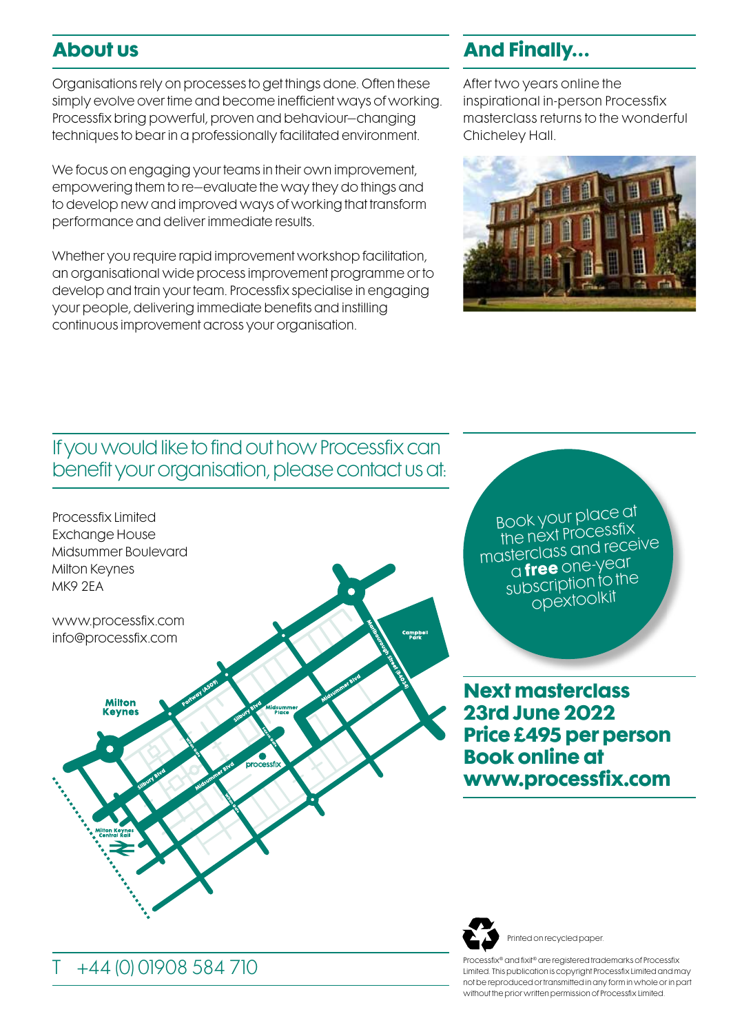## About us

Organisations rely on processes to get things done. Often these simply evolve over time and become inefficient ways of working. Processfix bring powerful, proven and behaviour–changing techniques to bear in a professionally facilitated environment.

We focus on engaging your teams in their own improvement, empowering them to re–evaluate the way they do things and to develop new and improved ways of working that transform performance and deliver immediate results.

Whether you require rapid improvement workshop facilitation, an organisational wide process improvement programme or to develop and train your team. Processfix specialise in engaging your people, delivering immediate benefits and instilling continuous improvement across your organisation.

## And Finally...

After two years online the inspirational in-person Processfix masterclass returns to the wonderful Chicheley Hall.

If you would like to find out how Processfix can benefit your organisation, please contact us at:

Processfix Limited
Exchange House
Midsummer Boulevard
Milton Keynes
MK9 2EA

www.processfix.com
info@processfix.com

Milton Keynes
Portway (A509)
Silbury Blvd
Midsummer Place
Midsummer Blvd
Marlborough Street (B4034)
Campbell Park
processfix
Milton Keynes Central Rail

Book your place at the next Processfix masterclass and receive a **free** one-year subscription to the opextoolkit

**Next masterclass**
**23rd June 2022**
**Price £495 per person**
**Book online at**
**www.processfix.com**

T +44 (0) 01908 584 710

Printed on recycled paper.

Processfix® and fixit® are registered trademarks of Processfix Limited. This publication is copyright Processfix Limited and may not be reproduced or transmitted in any form in whole or in part without the prior written permission of Processfix Limited.